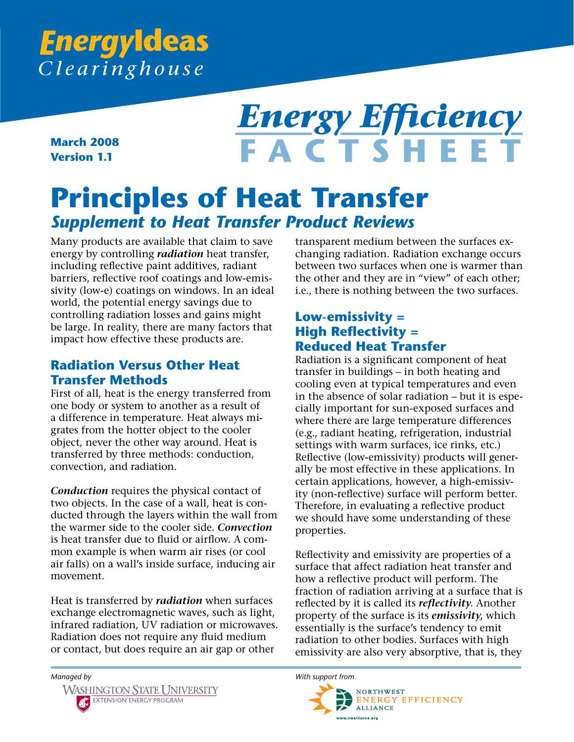EnergyIdeas Clearinghouse

March 2008
Version 1.1

Energy Efficiency FACTSHEET

# Principles of Heat Transfer

## *Supplement to Heat Transfer Product Reviews*

Many products are available that claim to save energy by controlling ***radiation*** heat transfer, including reflective paint additives, radiant barriers, reflective roof coatings and low-emissivity (low-e) coatings on windows. In an ideal world, the potential energy savings due to controlling radiation losses and gains might be large. In reality, there are many factors that impact how effective these products are.

### Radiation Versus Other Heat Transfer Methods

First of all, heat is the energy transferred from one body or system to another as a result of a difference in temperature. Heat always migrates from the hotter object to the cooler object, never the other way around. Heat is transferred by three methods: conduction, convection, and radiation.

***Conduction*** requires the physical contact of two objects. In the case of a wall, heat is conducted through the layers within the wall from the warmer side to the cooler side. ***Convection*** is heat transfer due to fluid or airflow. A common example is when warm air rises (or cool air falls) on a wall's inside surface, inducing air movement.

Heat is transferred by ***radiation*** when surfaces exchange electromagnetic waves, such as light, infrared radiation, UV radiation or microwaves. Radiation does not require any fluid medium or contact, but does require an air gap or other transparent medium between the surfaces exchanging radiation. Radiation exchange occurs between two surfaces when one is warmer than the other and they are in "view" of each other; i.e., there is nothing between the two surfaces.

### Low-emissivity = High Reflectivity = Reduced Heat Transfer

Radiation is a significant component of heat transfer in buildings – in both heating and cooling even at typical temperatures and even in the absence of solar radiation – but it is especially important for sun-exposed surfaces and where there are large temperature differences (e.g., radiant heating, refrigeration, industrial settings with warm surfaces, ice rinks, etc.) Reflective (low-emissivity) products will generally be most effective in these applications. In certain applications, however, a high-emissivity (non-reflective) surface will perform better. Therefore, in evaluating a reflective product we should have some understanding of these properties.

Reflectivity and emissivity are properties of a surface that affect radiation heat transfer and how a reflective product will perform. The fraction of radiation arriving at a surface that is reflected by it is called its ***reflectivity***. Another property of the surface is its ***emissivity***, which essentially is the surface's tendency to emit radiation to other bodies. Surfaces with high emissivity are also very absorptive, that is, they

*Managed by*
Washington State University Extension Energy Program

*With support from*
Northwest Energy Efficiency Alliance
www.nwalliance.org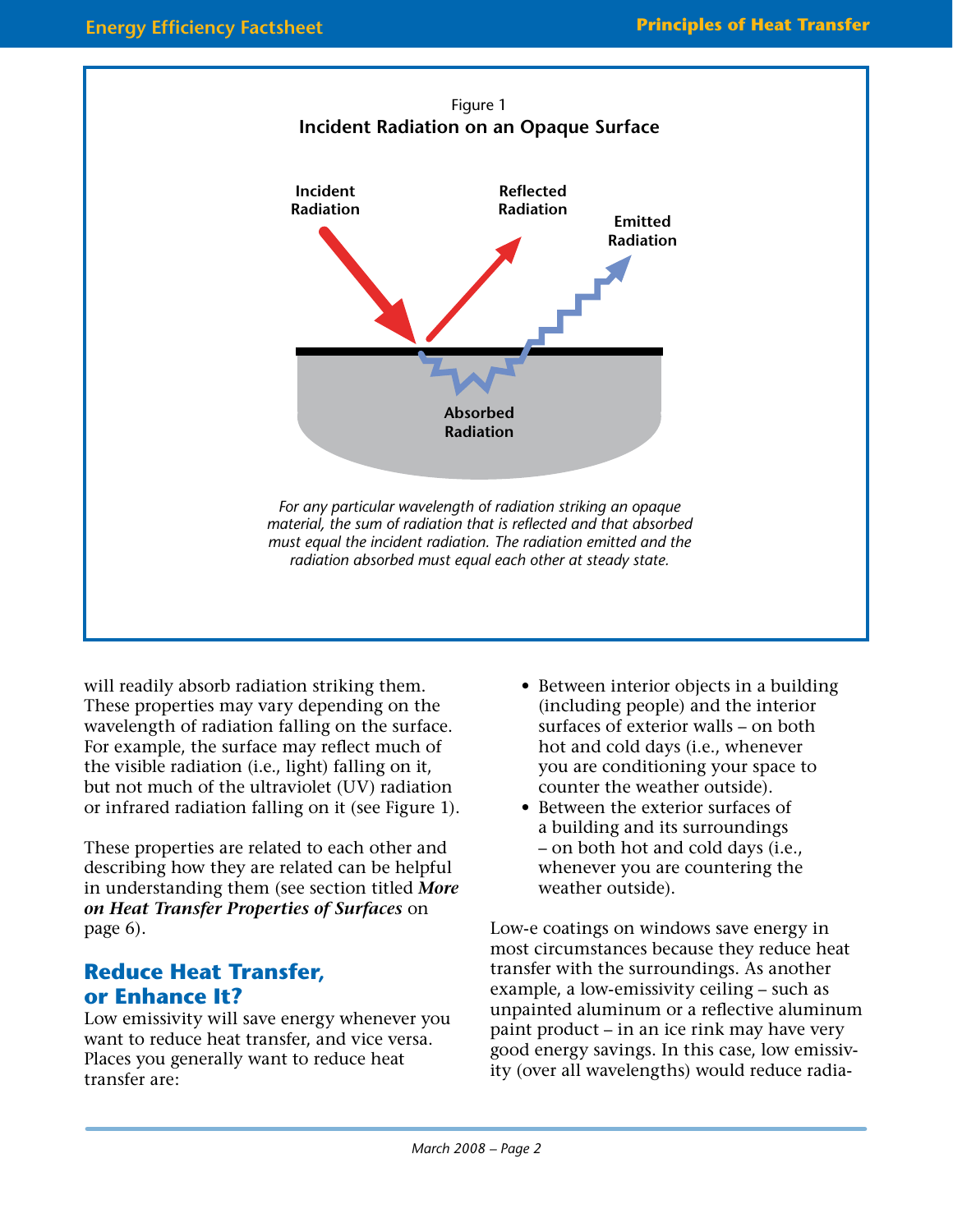Figure 1
**Incident Radiation on an Opaque Surface**

Incident Radiation

Reflected Radiation

Emitted Radiation

Absorbed Radiation

*For any particular wavelength of radiation striking an opaque material, the sum of radiation that is reflected and that absorbed must equal the incident radiation. The radiation emitted and the radiation absorbed must equal each other at steady state.*

will readily absorb radiation striking them. These properties may vary depending on the wavelength of radiation falling on the surface. For example, the surface may reflect much of the visible radiation (i.e., light) falling on it, but not much of the ultraviolet (UV) radiation or infrared radiation falling on it (see Figure 1).

These properties are related to each other and describing how they are related can be helpful in understanding them (see section titled ***More on Heat Transfer Properties of Surfaces*** on page 6).

## Reduce Heat Transfer, or Enhance It?

Low emissivity will save energy whenever you want to reduce heat transfer, and vice versa. Places you generally want to reduce heat transfer are:

- Between interior objects in a building (including people) and the interior surfaces of exterior walls – on both hot and cold days (i.e., whenever you are conditioning your space to counter the weather outside).
- Between the exterior surfaces of a building and its surroundings – on both hot and cold days (i.e., whenever you are countering the weather outside).

Low-e coatings on windows save energy in most circumstances because they reduce heat transfer with the surroundings. As another example, a low-emissivity ceiling – such as unpainted aluminum or a reflective aluminum paint product – in an ice rink may have very good energy savings. In this case, low emissivity (over all wavelengths) would reduce radia-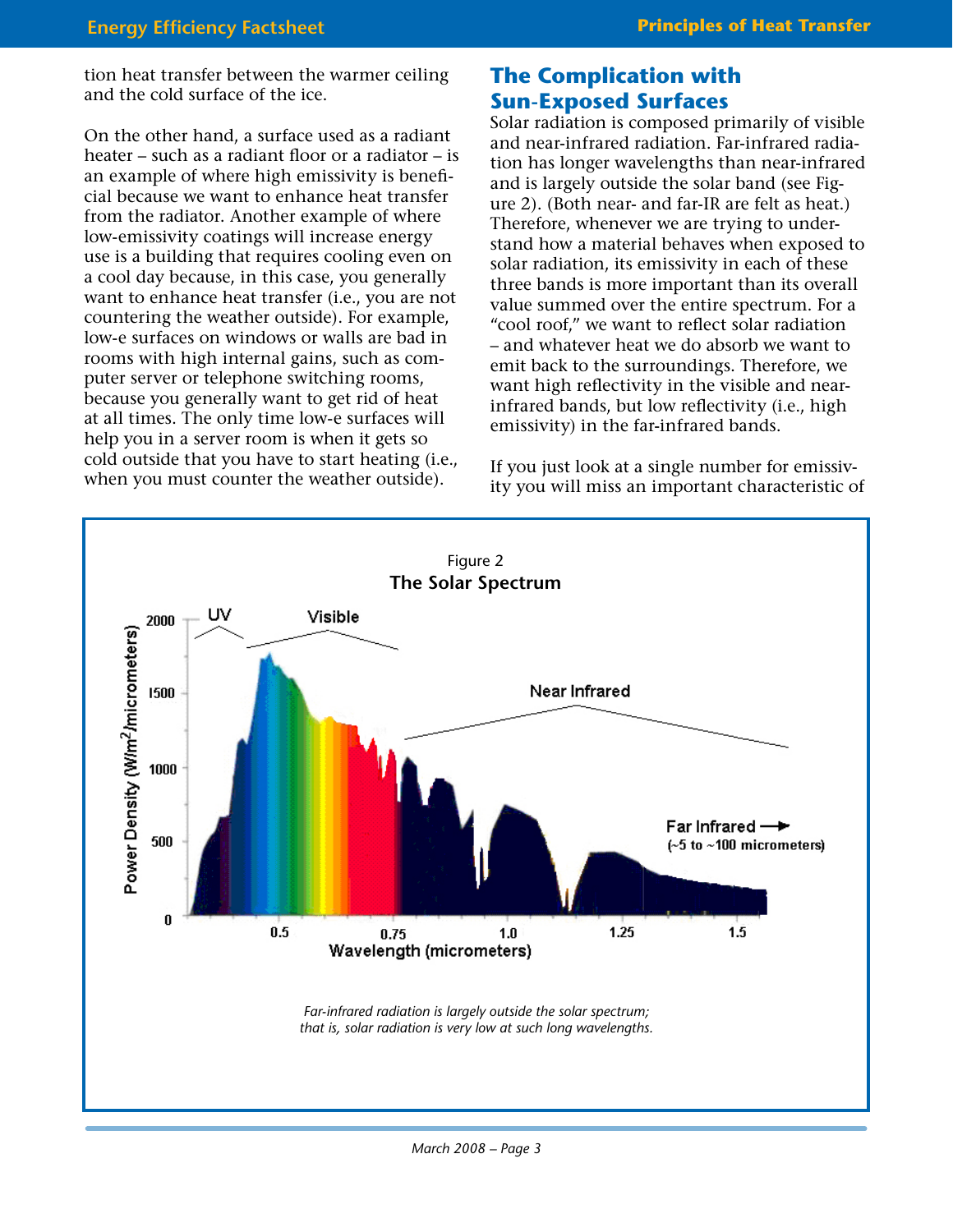tion heat transfer between the warmer ceiling and the cold surface of the ice.

On the other hand, a surface used as a radiant heater – such as a radiant floor or a radiator – is an example of where high emissivity is beneficial because we want to enhance heat transfer from the radiator. Another example of where low-emissivity coatings will increase energy use is a building that requires cooling even on a cool day because, in this case, you generally want to enhance heat transfer (i.e., you are not countering the weather outside). For example, low-e surfaces on windows or walls are bad in rooms with high internal gains, such as computer server or telephone switching rooms, because you generally want to get rid of heat at all times. The only time low-e surfaces will help you in a server room is when it gets so cold outside that you have to start heating (i.e., when you must counter the weather outside).

## The Complication with Sun-Exposed Surfaces

Solar radiation is composed primarily of visible and near-infrared radiation. Far-infrared radiation has longer wavelengths than near-infrared and is largely outside the solar band (see Figure 2). (Both near- and far-IR are felt as heat.) Therefore, whenever we are trying to understand how a material behaves when exposed to solar radiation, its emissivity in each of these three bands is more important than its overall value summed over the entire spectrum. For a "cool roof," we want to reflect solar radiation – and whatever heat we do absorb we want to emit back to the surroundings. Therefore, we want high reflectivity in the visible and near-infrared bands, but low reflectivity (i.e., high emissivity) in the far-infrared bands.

If you just look at a single number for emissivity you will miss an important characteristic of

Figure 2
**The Solar Spectrum**

UV
Visible
Near Infrared
Far Infrared →
(~5 to ~100 micrometers)
Power Density (W/m²/micrometers)
2000
1500
1000
500
0
0.5
0.75
1.0
1.25
1.5
Wavelength (micrometers)

*Far-infrared radiation is largely outside the solar spectrum; that is, solar radiation is very low at such long wavelengths.*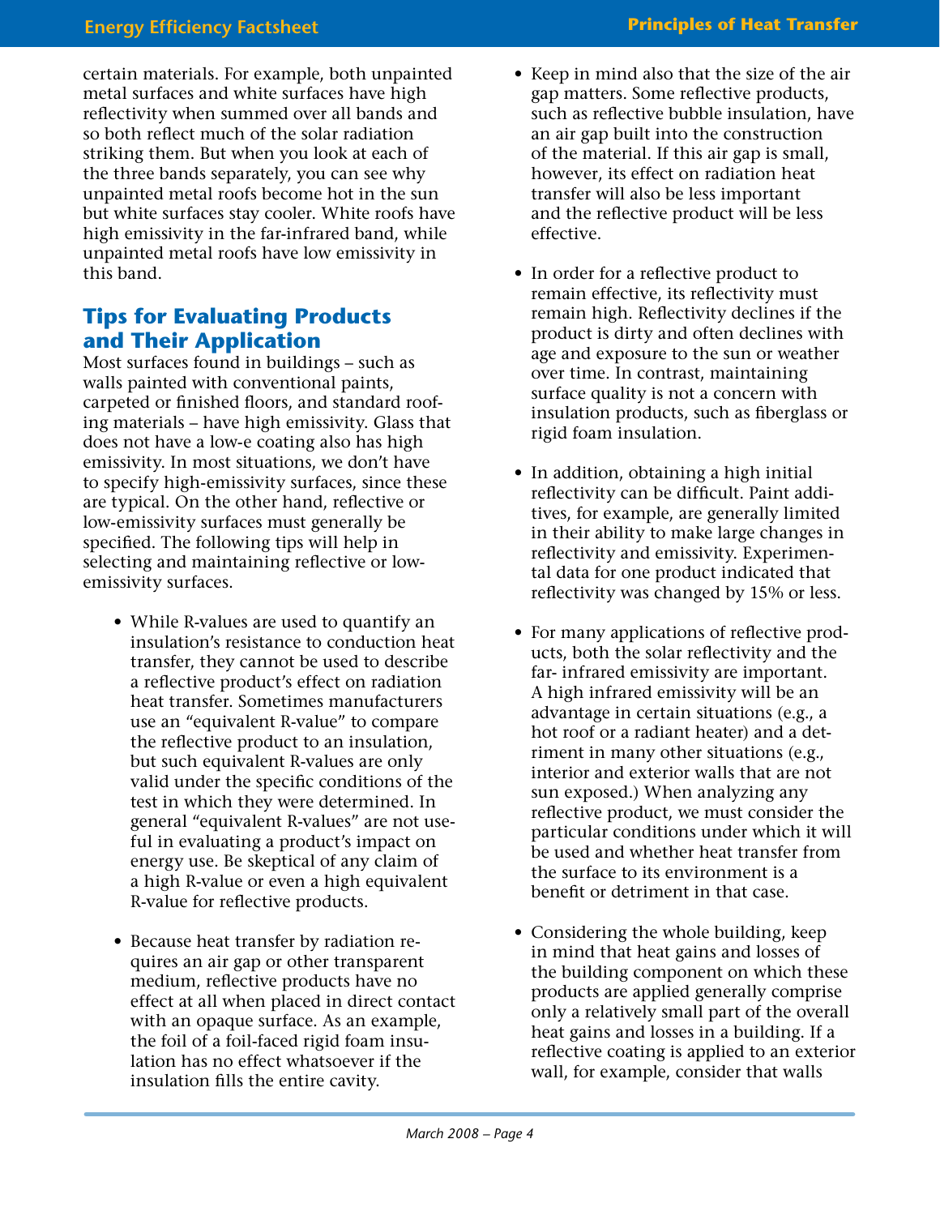certain materials. For example, both unpainted metal surfaces and white surfaces have high reflectivity when summed over all bands and so both reflect much of the solar radiation striking them. But when you look at each of the three bands separately, you can see why unpainted metal roofs become hot in the sun but white surfaces stay cooler. White roofs have high emissivity in the far-infrared band, while unpainted metal roofs have low emissivity in this band.

## Tips for Evaluating Products and Their Application

Most surfaces found in buildings – such as walls painted with conventional paints, carpeted or finished floors, and standard roofing materials – have high emissivity. Glass that does not have a low-e coating also has high emissivity. In most situations, we don't have to specify high-emissivity surfaces, since these are typical. On the other hand, reflective or low-emissivity surfaces must generally be specified. The following tips will help in selecting and maintaining reflective or low-emissivity surfaces.

- While R-values are used to quantify an insulation's resistance to conduction heat transfer, they cannot be used to describe a reflective product's effect on radiation heat transfer. Sometimes manufacturers use an "equivalent R-value" to compare the reflective product to an insulation, but such equivalent R-values are only valid under the specific conditions of the test in which they were determined. In general "equivalent R-values" are not useful in evaluating a product's impact on energy use. Be skeptical of any claim of a high R-value or even a high equivalent R-value for reflective products.

- Because heat transfer by radiation requires an air gap or other transparent medium, reflective products have no effect at all when placed in direct contact with an opaque surface. As an example, the foil of a foil-faced rigid foam insulation has no effect whatsoever if the insulation fills the entire cavity.

- Keep in mind also that the size of the air gap matters. Some reflective products, such as reflective bubble insulation, have an air gap built into the construction of the material. If this air gap is small, however, its effect on radiation heat transfer will also be less important and the reflective product will be less effective.

- In order for a reflective product to remain effective, its reflectivity must remain high. Reflectivity declines if the product is dirty and often declines with age and exposure to the sun or weather over time. In contrast, maintaining surface quality is not a concern with insulation products, such as fiberglass or rigid foam insulation.

- In addition, obtaining a high initial reflectivity can be difficult. Paint additives, for example, are generally limited in their ability to make large changes in reflectivity and emissivity. Experimental data for one product indicated that reflectivity was changed by 15% or less.

- For many applications of reflective products, both the solar reflectivity and the far- infrared emissivity are important. A high infrared emissivity will be an advantage in certain situations (e.g., a hot roof or a radiant heater) and a detriment in many other situations (e.g., interior and exterior walls that are not sun exposed.) When analyzing any reflective product, we must consider the particular conditions under which it will be used and whether heat transfer from the surface to its environment is a benefit or detriment in that case.

- Considering the whole building, keep in mind that heat gains and losses of the building component on which these products are applied generally comprise only a relatively small part of the overall heat gains and losses in a building. If a reflective coating is applied to an exterior wall, for example, consider that walls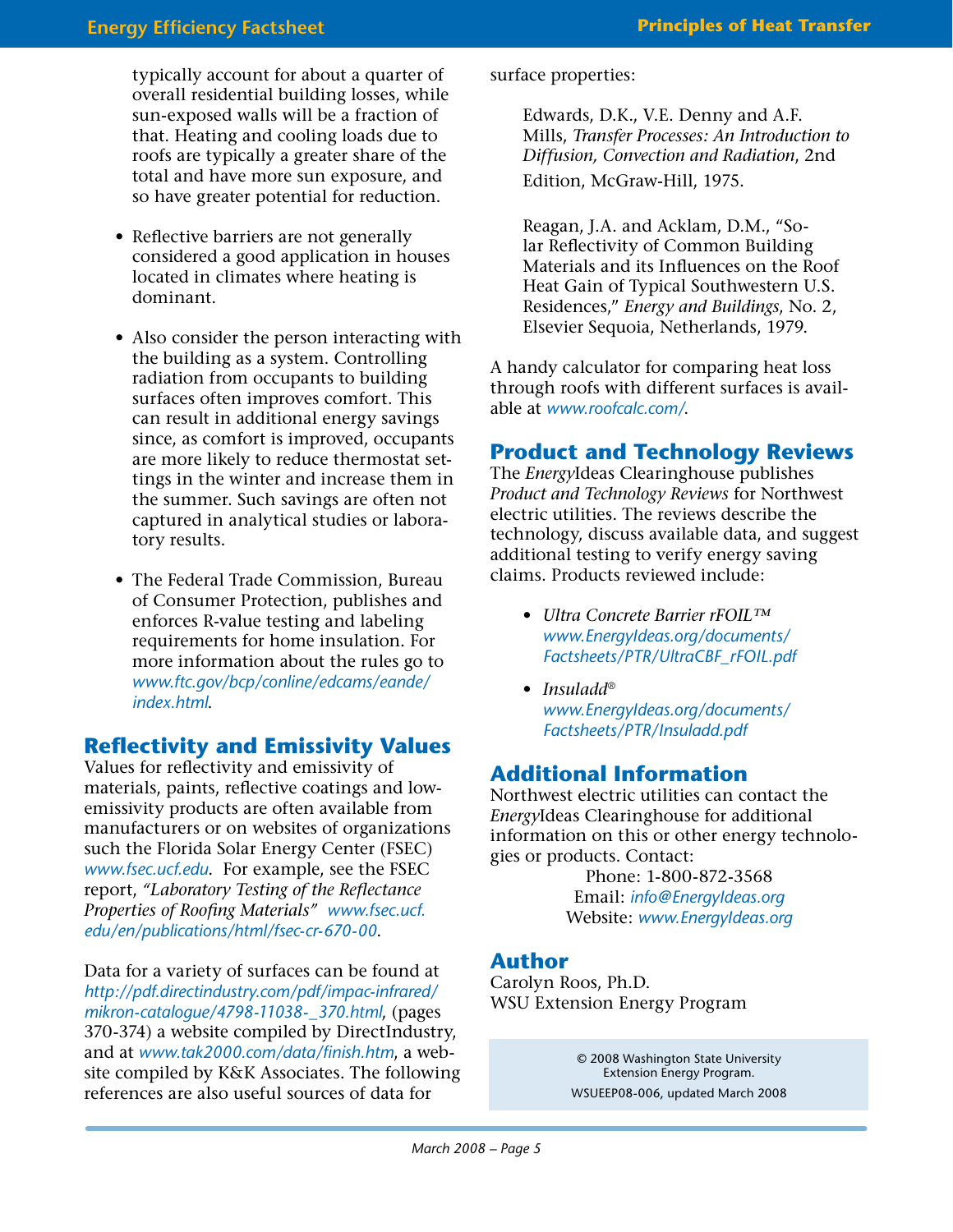typically account for about a quarter of overall residential building losses, while sun-exposed walls will be a fraction of that. Heating and cooling loads due to roofs are typically a greater share of the total and have more sun exposure, and so have greater potential for reduction.

- Reflective barriers are not generally considered a good application in houses located in climates where heating is dominant.
- Also consider the person interacting with the building as a system. Controlling radiation from occupants to building surfaces often improves comfort. This can result in additional energy savings since, as comfort is improved, occupants are more likely to reduce thermostat settings in the winter and increase them in the summer. Such savings are often not captured in analytical studies or laboratory results.
- The Federal Trade Commission, Bureau of Consumer Protection, publishes and enforces R-value testing and labeling requirements for home insulation. For more information about the rules go to www.ftc.gov/bcp/conline/edcams/eande/index.html.

## Reflectivity and Emissivity Values

Values for reflectivity and emissivity of materials, paints, reflective coatings and low-emissivity products are often available from manufacturers or on websites of organizations such the Florida Solar Energy Center (FSEC) www.fsec.ucf.edu. For example, see the FSEC report, *"Laboratory Testing of the Reflectance Properties of Roofing Materials"* www.fsec.ucf.edu/en/publications/html/fsec-cr-670-00.

Data for a variety of surfaces can be found at http://pdf.directindustry.com/pdf/impac-infrared/mikron-catalogue/4798-11038-_370.html, (pages 370-374) a website compiled by DirectIndustry, and at www.tak2000.com/data/finish.htm, a website compiled by K&K Associates. The following references are also useful sources of data for surface properties:

Edwards, D.K., V.E. Denny and A.F. Mills, *Transfer Processes: An Introduction to Diffusion, Convection and Radiation*, 2nd Edition, McGraw-Hill, 1975.

Reagan, J.A. and Acklam, D.M., "Solar Reflectivity of Common Building Materials and its Influences on the Roof Heat Gain of Typical Southwestern U.S. Residences," *Energy and Buildings*, No. 2, Elsevier Sequoia, Netherlands, 1979.

A handy calculator for comparing heat loss through roofs with different surfaces is available at www.roofcalc.com/.

## Product and Technology Reviews

The *Energy*Ideas Clearinghouse publishes *Product and Technology Reviews* for Northwest electric utilities. The reviews describe the technology, discuss available data, and suggest additional testing to verify energy saving claims. Products reviewed include:

- *Ultra Concrete Barrier rFOIL™* www.EnergyIdeas.org/documents/Factsheets/PTR/UltraCBF_rFOIL.pdf
- *Insuladd®* www.EnergyIdeas.org/documents/Factsheets/PTR/Insuladd.pdf

## Additional Information

Northwest electric utilities can contact the *Energy*Ideas Clearinghouse for additional information on this or other energy technologies or products. Contact:

Phone: 1-800-872-3568
Email: info@EnergyIdeas.org
Website: www.EnergyIdeas.org

## Author

Carolyn Roos, Ph.D.
WSU Extension Energy Program

© 2008 Washington State University Extension Energy Program.
WSUEEP08-006, updated March 2008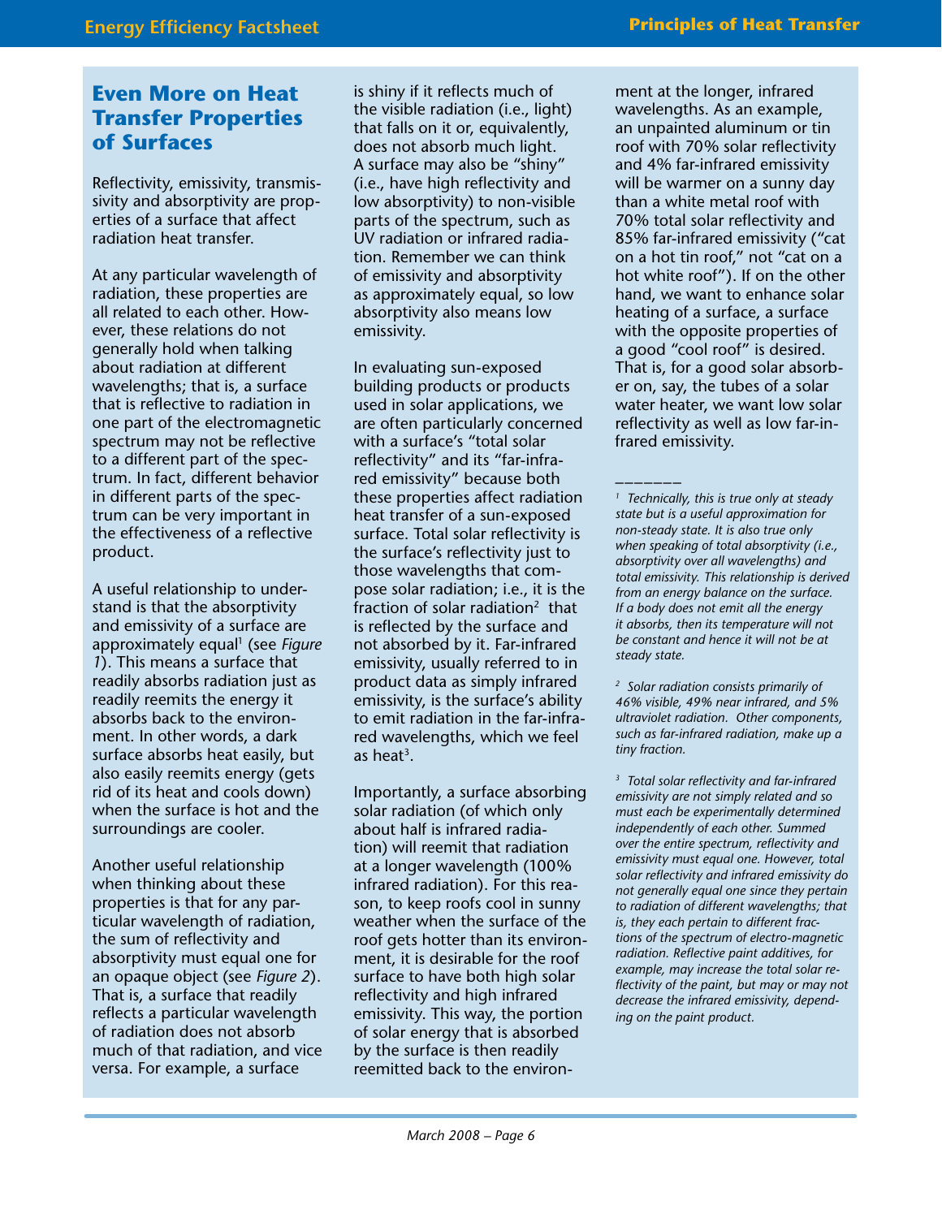## Even More on Heat Transfer Properties of Surfaces

Reflectivity, emissivity, transmissivity and absorptivity are properties of a surface that affect radiation heat transfer.

At any particular wavelength of radiation, these properties are all related to each other. However, these relations do not generally hold when talking about radiation at different wavelengths; that is, a surface that is reflective to radiation in one part of the electromagnetic spectrum may not be reflective to a different part of the spectrum. In fact, different behavior in different parts of the spectrum can be very important in the effectiveness of a reflective product.

A useful relationship to understand is that the absorptivity and emissivity of a surface are approximately equal[1] (see *Figure 1*). This means a surface that readily absorbs radiation just as readily reemits the energy it absorbs back to the environment. In other words, a dark surface absorbs heat easily, but also easily reemits energy (gets rid of its heat and cools down) when the surface is hot and the surroundings are cooler.

Another useful relationship when thinking about these properties is that for any particular wavelength of radiation, the sum of reflectivity and absorptivity must equal one for an opaque object (see *Figure 2*). That is, a surface that readily reflects a particular wavelength of radiation does not absorb much of that radiation, and vice versa. For example, a surface is shiny if it reflects much of the visible radiation (i.e., light) that falls on it or, equivalently, does not absorb much light. A surface may also be "shiny" (i.e., have high reflectivity and low absorptivity) to non-visible parts of the spectrum, such as UV radiation or infrared radiation. Remember we can think of emissivity and absorptivity as approximately equal, so low absorptivity also means low emissivity.

In evaluating sun-exposed building products or products used in solar applications, we are often particularly concerned with a surface's "total solar reflectivity" and its "far-infrared emissivity" because both these properties affect radiation heat transfer of a sun-exposed surface. Total solar reflectivity is the surface's reflectivity just to those wavelengths that compose solar radiation; i.e., it is the fraction of solar radiation[2] that is reflected by the surface and not absorbed by it. Far-infrared emissivity, usually referred to in product data as simply infrared emissivity, is the surface's ability to emit radiation in the far-infrared wavelengths, which we feel as heat[3].

Importantly, a surface absorbing solar radiation (of which only about half is infrared radiation) will reemit that radiation at a longer wavelength (100% infrared radiation). For this reason, to keep roofs cool in sunny weather when the surface of the roof gets hotter than its environment, it is desirable for the roof surface to have both high solar reflectivity and high infrared emissivity. This way, the portion of solar energy that is absorbed by the surface is then readily reemitted back to the environment at the longer, infrared wavelengths. As an example, an unpainted aluminum or tin roof with 70% solar reflectivity and 4% far-infrared emissivity will be warmer on a sunny day than a white metal roof with 70% total solar reflectivity and 85% far-infrared emissivity ("cat on a hot tin roof," not "cat on a hot white roof"). If on the other hand, we want to enhance solar heating of a surface, a surface with the opposite properties of a good "cool roof" is desired. That is, for a good solar absorber on, say, the tubes of a solar water heater, we want low solar reflectivity as well as low far-infrared emissivity.

_______

[1] *Technically, this is true only at steady state but is a useful approximation for non-steady state. It is also true only when speaking of total absorptivity (i.e., absorptivity over all wavelengths) and total emissivity. This relationship is derived from an energy balance on the surface. If a body does not emit all the energy it absorbs, then its temperature will not be constant and hence it will not be at steady state.*

[2] *Solar radiation consists primarily of 46% visible, 49% near infrared, and 5% ultraviolet radiation. Other components, such as far-infrared radiation, make up a tiny fraction.*

[3] *Total solar reflectivity and far-infrared emissivity are not simply related and so must each be experimentally determined independently of each other. Summed over the entire spectrum, reflectivity and emissivity must equal one. However, total solar reflectivity and infrared emissivity do not generally equal one since they pertain to radiation of different wavelengths; that is, they each pertain to different fractions of the spectrum of electro-magnetic radiation. Reflective paint additives, for example, may increase the total solar reflectivity of the paint, but may or may not decrease the infrared emissivity, depending on the paint product.*